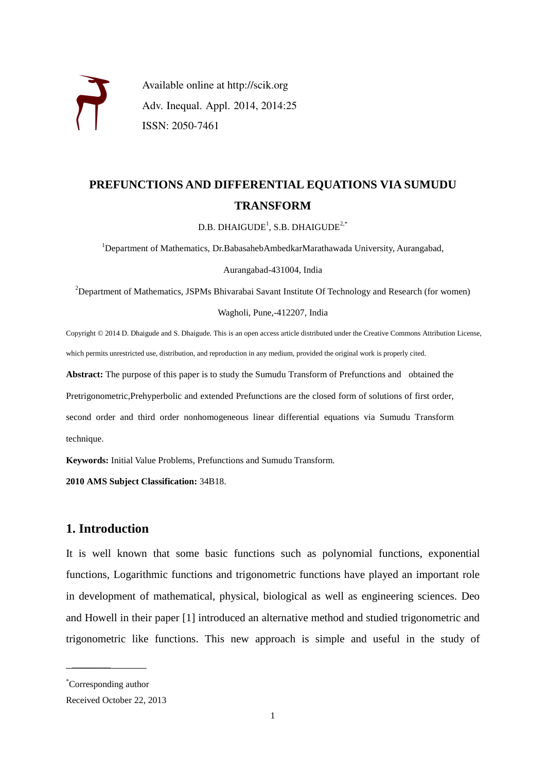Available online at http://scik.org
Adv. Inequal. Appl. 2014, 2014:25
ISSN: 2050-7461

# PREFUNCTIONS AND DIFFERENTIAL EQUATIONS VIA SUMUDU TRANSFORM

D.B. DHAIGUDE[1], S.B. DHAIGUDE[2,*]

[1]Department of Mathematics, Dr.BabasahebAmbedkarMarathawada University, Aurangabad, Aurangabad-431004, India

[2]Department of Mathematics, JSPMs Bhivarabai Savant Institute Of Technology and Research (for women) Wagholi, Pune,-412207, India

Copyright © 2014 D. Dhaigude and S. Dhaigude. This is an open access article distributed under the Creative Commons Attribution License, which permits unrestricted use, distribution, and reproduction in any medium, provided the original work is properly cited.

**Abstract:** The purpose of this paper is to study the Sumudu Transform of Prefunctions and obtained the Pretrigonometric,Prehyperbolic and extended Prefunctions are the closed form of solutions of first order, second order and third order nonhomogeneous linear differential equations via Sumudu Transform technique.

**Keywords:** Initial Value Problems, Prefunctions and Sumudu Transform.

**2010 AMS Subject Classification:** 34B18.

## 1. Introduction

It is well known that some basic functions such as polynomial functions, exponential functions, Logarithmic functions and trigonometric functions have played an important role in development of mathematical, physical, biological as well as engineering sciences. Deo and Howell in their paper [1] introduced an alternative method and studied trigonometric and trigonometric like functions. This new approach is simple and useful in the study of

*Corresponding author

Received October 22, 2013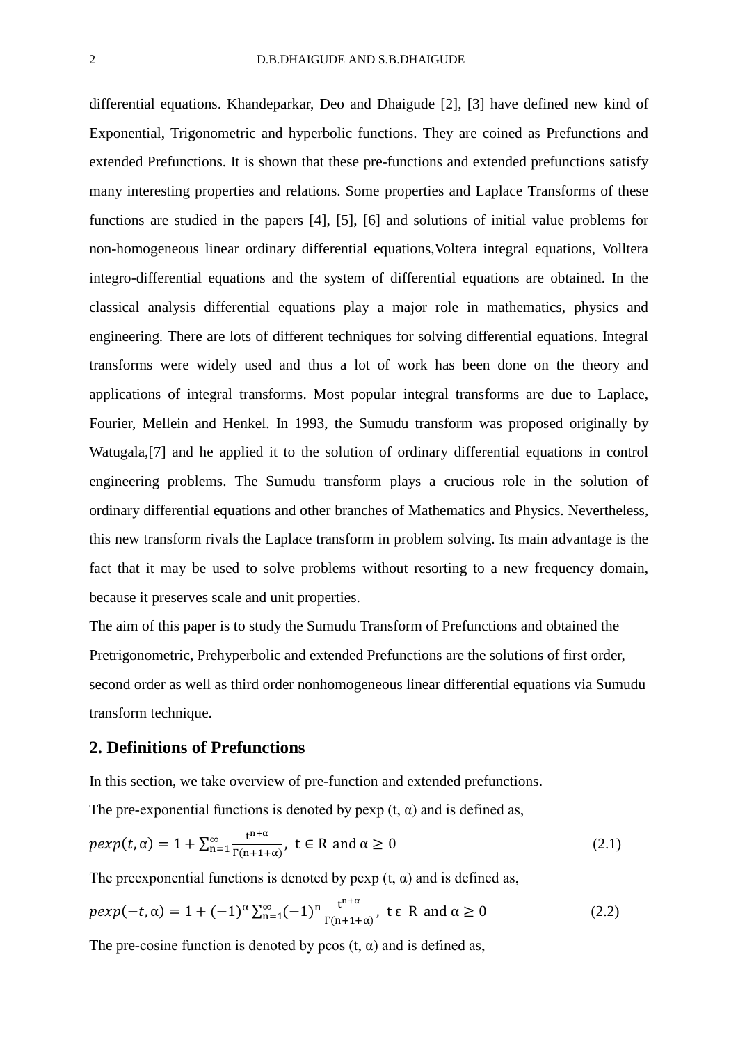differential equations. Khandeparkar, Deo and Dhaigude [2], [3] have defined new kind of Exponential, Trigonometric and hyperbolic functions. They are coined as Prefunctions and extended Prefunctions. It is shown that these pre-functions and extended prefunctions satisfy many interesting properties and relations. Some properties and Laplace Transforms of these functions are studied in the papers [4], [5], [6] and solutions of initial value problems for non-homogeneous linear ordinary differential equations,Voltera integral equations, Volltera integro-differential equations and the system of differential equations are obtained. In the classical analysis differential equations play a major role in mathematics, physics and engineering. There are lots of different techniques for solving differential equations. Integral transforms were widely used and thus a lot of work has been done on the theory and applications of integral transforms. Most popular integral transforms are due to Laplace, Fourier, Mellein and Henkel. In 1993, the Sumudu transform was proposed originally by Watugala,[7] and he applied it to the solution of ordinary differential equations in control engineering problems. The Sumudu transform plays a crucious role in the solution of ordinary differential equations and other branches of Mathematics and Physics. Nevertheless, this new transform rivals the Laplace transform in problem solving. Its main advantage is the fact that it may be used to solve problems without resorting to a new frequency domain, because it preserves scale and unit properties.

The aim of this paper is to study the Sumudu Transform of Prefunctions and obtained the Pretrigonometric, Prehyperbolic and extended Prefunctions are the solutions of first order, second order as well as third order nonhomogeneous linear differential equations via Sumudu transform technique.

## 2. Definitions of Prefunctions

In this section, we take overview of pre-function and extended prefunctions.

The pre-exponential functions is denoted by pexp (t, α) and is defined as,

$$pexp(t,\alpha) = 1 + \sum_{n=1}^{\infty} \frac{t^{n+\alpha}}{\Gamma(n+1+\alpha)},\ t \in \mathrm{R} \text{ and } \alpha \geq 0 \tag{2.1}$$

The preexponential functions is denoted by pexp (t, α) and is defined as,

$$pexp(-t,\alpha) = 1 + (-1)^{\alpha} \sum_{n=1}^{\infty} (-1)^{n} \frac{t^{n+\alpha}}{\Gamma(n+1+\alpha)},\ t\,\varepsilon\ \mathrm{R} \text{ and } \alpha \geq 0 \tag{2.2}$$

The pre-cosine function is denoted by pcos (t, α) and is defined as,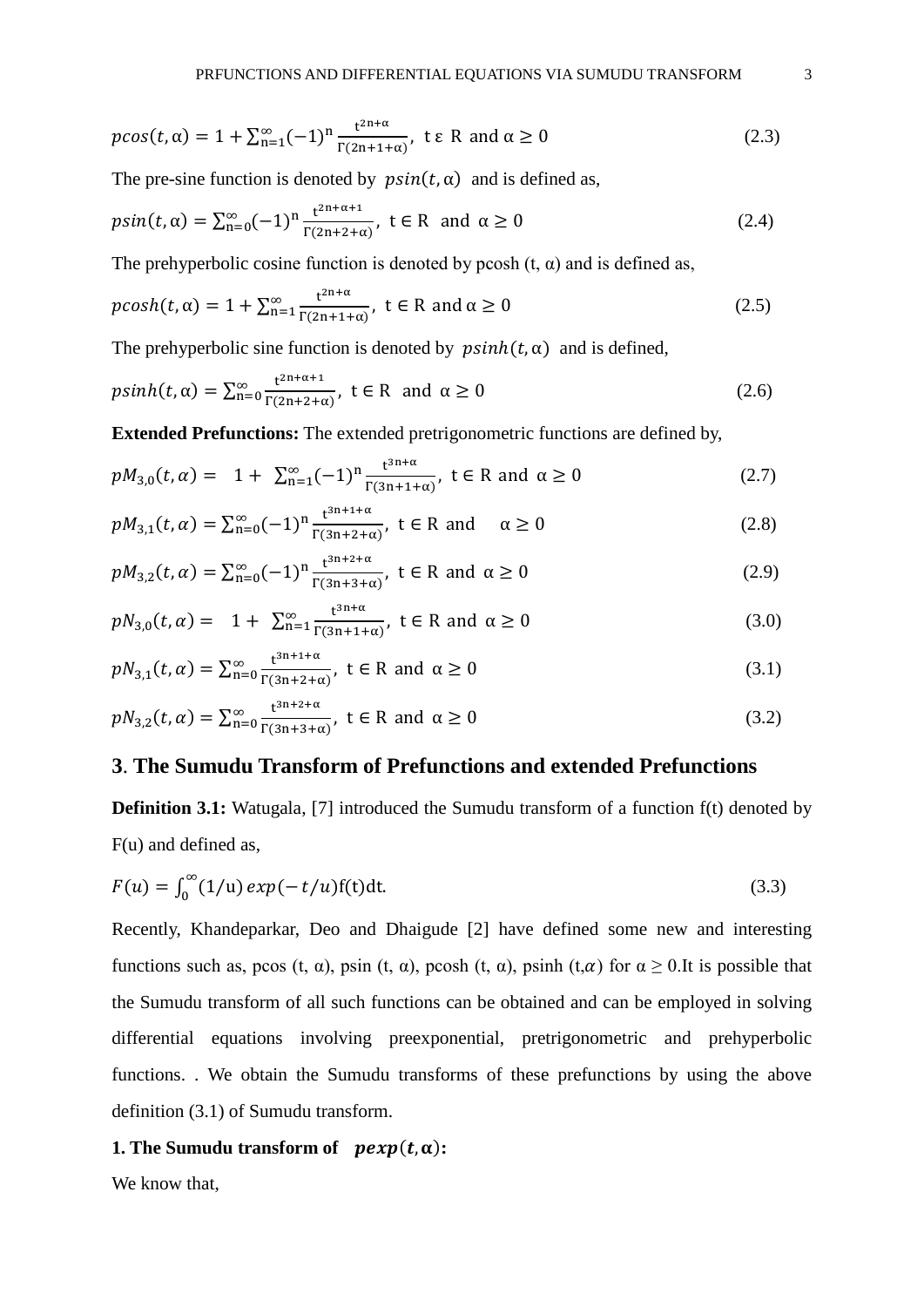$$pcos(t,\alpha) = 1 + \sum_{n=1}^{\infty}(-1)^n \frac{t^{2n+\alpha}}{\Gamma(2n+1+\alpha)},\ t \in R \text{ and } \alpha \geq 0 \tag{2.3}$$

The pre-sine function is denoted by $psin(t,\alpha)$ and is defined as,

$$psin(t,\alpha) = \sum_{n=0}^{\infty}(-1)^n \frac{t^{2n+\alpha+1}}{\Gamma(2n+2+\alpha)},\ t \in R \text{ and } \alpha \geq 0 \tag{2.4}$$

The prehyperbolic cosine function is denoted by pcosh $(t, \alpha)$ and is defined as,

$$pcosh(t,\alpha) = 1 + \sum_{n=1}^{\infty} \frac{t^{2n+\alpha}}{\Gamma(2n+1+\alpha)},\ t \in R \text{ and } \alpha \geq 0 \tag{2.5}$$

The prehyperbolic sine function is denoted by $psinh(t,\alpha)$ and is defined,

$$psinh(t,\alpha) = \sum_{n=0}^{\infty} \frac{t^{2n+\alpha+1}}{\Gamma(2n+2+\alpha)},\ t \in R \text{ and } \alpha \geq 0 \tag{2.6}$$

**Extended Prefunctions:** The extended pretrigonometric functions are defined by,

$$pM_{3,0}(t,\alpha) = 1 + \sum_{n=1}^{\infty}(-1)^n \frac{t^{3n+\alpha}}{\Gamma(3n+1+\alpha)},\ t \in R \text{ and } \alpha \geq 0 \tag{2.7}$$

$$pM_{3,1}(t,\alpha) = \sum_{n=0}^{\infty}(-1)^n \frac{t^{3n+1+\alpha}}{\Gamma(3n+2+\alpha)},\ t \in R \text{ and } \alpha \geq 0 \tag{2.8}$$

$$pM_{3,2}(t,\alpha) = \sum_{n=0}^{\infty}(-1)^n \frac{t^{3n+2+\alpha}}{\Gamma(3n+3+\alpha)},\ t \in R \text{ and } \alpha \geq 0 \tag{2.9}$$

$$pN_{3,0}(t,\alpha) = 1 + \sum_{n=1}^{\infty} \frac{t^{3n+\alpha}}{\Gamma(3n+1+\alpha)},\ t \in R \text{ and } \alpha \geq 0 \tag{3.0}$$

$$pN_{3,1}(t,\alpha) = \sum_{n=0}^{\infty} \frac{t^{3n+1+\alpha}}{\Gamma(3n+2+\alpha)},\ t \in R \text{ and } \alpha \geq 0 \tag{3.1}$$

$$pN_{3,2}(t,\alpha) = \sum_{n=0}^{\infty} \frac{t^{3n+2+\alpha}}{\Gamma(3n+3+\alpha)},\ t \in R \text{ and } \alpha \geq 0 \tag{3.2}$$

## 3. The Sumudu Transform of Prefunctions and extended Prefunctions

**Definition 3.1:** Watugala, [7] introduced the Sumudu transform of a function f(t) denoted by F(u) and defined as,

$$F(u) = \int_0^{\infty}(1/u)\,exp(-t/u)f(t)dt. \tag{3.3}$$

Recently, Khandeparkar, Deo and Dhaigude [2] have defined some new and interesting functions such as, pcos $(t, \alpha)$, psin $(t, \alpha)$, pcosh $(t, \alpha)$, psinh $(t,\alpha)$ for $\alpha \geq 0$.It is possible that the Sumudu transform of all such functions can be obtained and can be employed in solving differential equations involving preexponential, pretrigonometric and prehyperbolic functions. . We obtain the Sumudu transforms of these prefunctions by using the above definition (3.1) of Sumudu transform.

**1. The Sumudu transform of** $\boldsymbol{pexp(t,\alpha)}$**:**

We know that,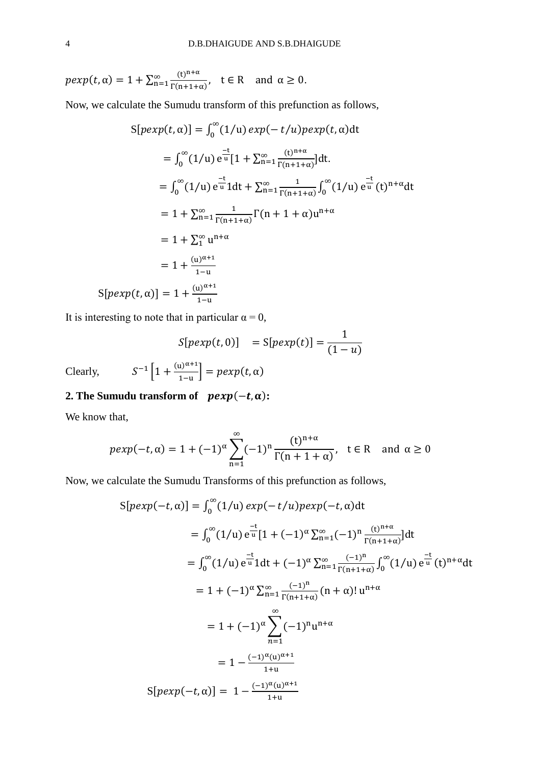$$pexp(t,\alpha) = 1 + \sum_{n=1}^{\infty} \frac{(t)^{n+\alpha}}{\Gamma(n+1+\alpha)}, \quad t \in R \quad \text{and } \alpha \geq 0.$$

Now, we calculate the Sumudu transform of this prefunction as follows,

$$\begin{aligned}
S[pexp(t,\alpha)] &= \int_0^{\infty} (1/u)\, exp(-t/u) pexp(t,\alpha) dt \\
&= \int_0^{\infty} (1/u)\, e^{\frac{-t}{u}} [1 + \sum_{n=1}^{\infty} \frac{(t)^{n+\alpha}}{\Gamma(n+1+\alpha)}] dt. \\
&= \int_0^{\infty} (1/u)\, e^{\frac{-t}{u}} 1 dt + \sum_{n=1}^{\infty} \frac{1}{\Gamma(n+1+\alpha)} \int_0^{\infty} (1/u)\, e^{\frac{-t}{u}} (t)^{n+\alpha} dt \\
&= 1 + \sum_{n=1}^{\infty} \frac{1}{\Gamma(n+1+\alpha)} \Gamma(n+1+\alpha) u^{n+\alpha} \\
&= 1 + \sum_{1}^{\infty} u^{n+\alpha} \\
&= 1 + \frac{(u)^{\alpha+1}}{1-u}
\end{aligned}$$

$$S[pexp(t,\alpha)] = 1 + \frac{(u)^{\alpha+1}}{1-u}$$

It is interesting to note that in particular α = 0,

$$S[pexp(t,0)] \quad = S[pexp(t)] = \frac{1}{(1-u)}$$

Clearly, $\quad S^{-1}\left[1 + \frac{(u)^{\alpha+1}}{1-u}\right] = pexp(t,\alpha)$

**2. The Sumudu transform of $pexp(-t,\alpha)$:**

We know that,

$$pexp(-t,\alpha) = 1 + (-1)^{\alpha} \sum_{n=1}^{\infty} (-1)^n \frac{(t)^{n+\alpha}}{\Gamma(n+1+\alpha)}, \quad t \in R \quad \text{and } \alpha \geq 0$$

Now, we calculate the Sumudu Transforms of this prefunction as follows,

$$\begin{aligned}
S[pexp(-t,\alpha)] &= \int_0^{\infty} (1/u)\, exp(-t/u) pexp(-t,\alpha) dt \\
&= \int_0^{\infty} (1/u)\, e^{\frac{-t}{u}} [1 + (-1)^{\alpha} \sum_{n=1}^{\infty} (-1)^n \frac{(t)^{n+\alpha}}{\Gamma(n+1+\alpha)}] dt \\
&= \int_0^{\infty} (1/u)\, e^{\frac{-t}{u}} 1 dt + (-1)^{\alpha} \sum_{n=1}^{\infty} \frac{(-1)^n}{\Gamma(n+1+\alpha)} \int_0^{\infty} (1/u)\, e^{\frac{-t}{u}} (t)^{n+\alpha} dt \\
&= 1 + (-1)^{\alpha} \sum_{n=1}^{\infty} \frac{(-1)^n}{\Gamma(n+1+\alpha)} (n+\alpha)!\, u^{n+\alpha} \\
&= 1 + (-1)^{\alpha} \sum_{n=1}^{\infty} (-1)^n u^{n+\alpha} \\
&= 1 - \frac{(-1)^{\alpha} (u)^{\alpha+1}}{1+u}
\end{aligned}$$

$$S[pexp(-t,\alpha)] = 1 - \frac{(-1)^{\alpha} (u)^{\alpha+1}}{1+u}$$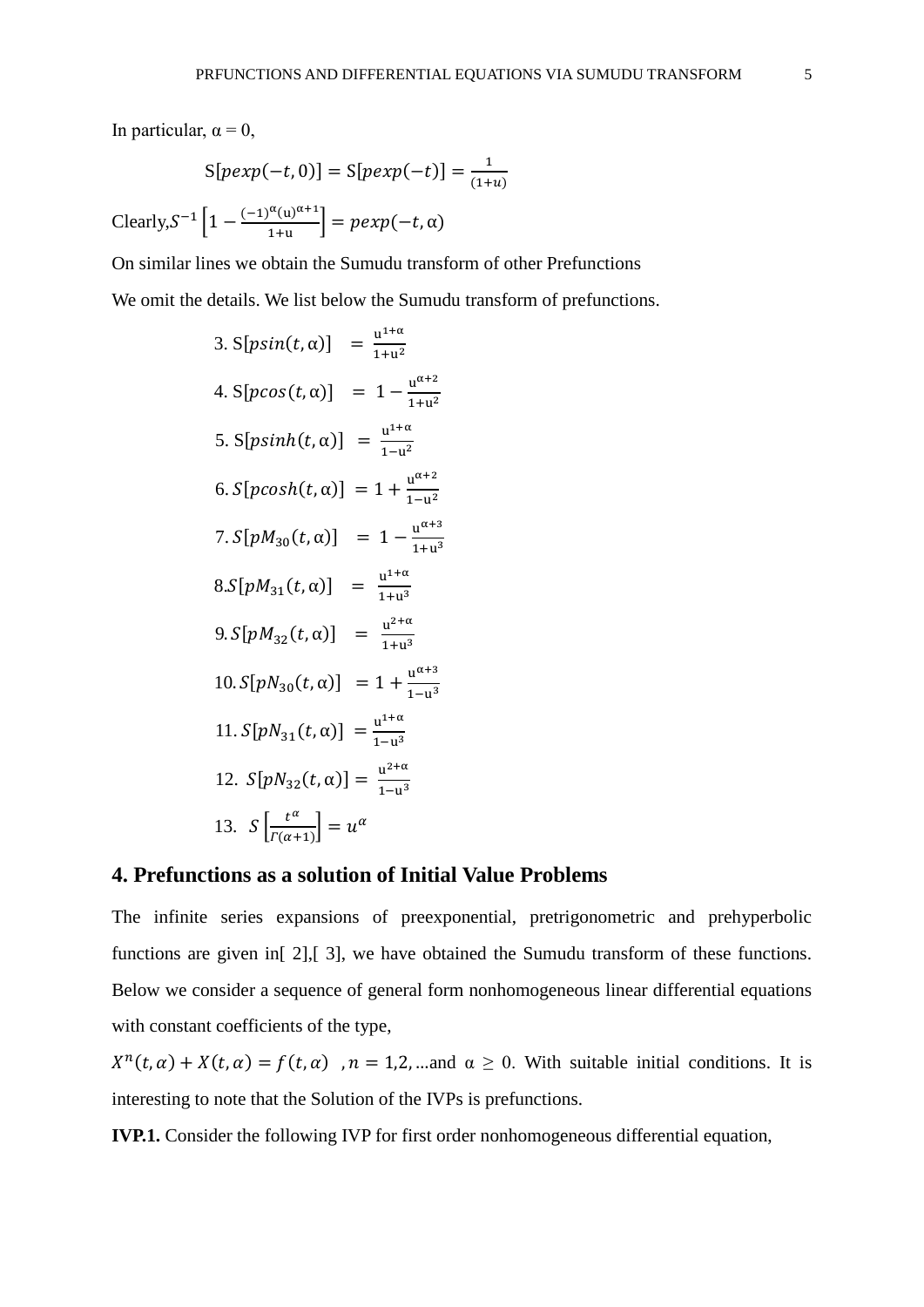In particular, $\alpha = 0$,

$$\mathrm{S}[pexp(-t, 0)] = \mathrm{S}[pexp(-t)] = \frac{1}{(1+u)}$$

Clearly, $S^{-1}\left[1 - \frac{(-1)^{\alpha}(u)^{\alpha+1}}{1+u}\right] = pexp(-t, \alpha)$

On similar lines we obtain the Sumudu transform of other Prefunctions

We omit the details. We list below the Sumudu transform of prefunctions.

3. $\mathrm{S}[psin(t, \alpha)] \;=\; \frac{u^{1+\alpha}}{1+u^2}$

4. $\mathrm{S}[pcos(t, \alpha)] \;=\; 1 - \frac{u^{\alpha+2}}{1+u^2}$

5. $\mathrm{S}[psinh(t, \alpha)] \;=\; \frac{u^{1+\alpha}}{1-u^2}$

6. $S[pcosh(t, \alpha)] \;= 1 + \frac{u^{\alpha+2}}{1-u^2}$

7. $S[pM_{30}(t, \alpha)] \;=\; 1 - \frac{u^{\alpha+3}}{1+u^3}$

8. $S[pM_{31}(t, \alpha)] \;=\; \frac{u^{1+\alpha}}{1+u^3}$

9. $S[pM_{32}(t, \alpha)] \;=\; \frac{u^{2+\alpha}}{1+u^3}$

10. $S[pN_{30}(t, \alpha)] \;= 1 + \frac{u^{\alpha+3}}{1-u^3}$

11. $S[pN_{31}(t, \alpha)] \;= \frac{u^{1+\alpha}}{1-u^3}$

12. $S[pN_{32}(t, \alpha)] = \frac{u^{2+\alpha}}{1-u^3}$

13. $S\left[\frac{t^{\alpha}}{\Gamma(\alpha+1)}\right] = u^{\alpha}$

## 4. Prefunctions as a solution of Initial Value Problems

The infinite series expansions of preexponential, pretrigonometric and prehyperbolic functions are given in[ 2],[ 3], we have obtained the Sumudu transform of these functions. Below we consider a sequence of general form nonhomogeneous linear differential equations with constant coefficients of the type,

$X^{n}(t, \alpha) + X(t, \alpha) = f(t, \alpha)$ , $n = 1,2, \ldots$and $\alpha \geq 0$. With suitable initial conditions. It is interesting to note that the Solution of the IVPs is prefunctions.

**IVP.1.** Consider the following IVP for first order nonhomogeneous differential equation,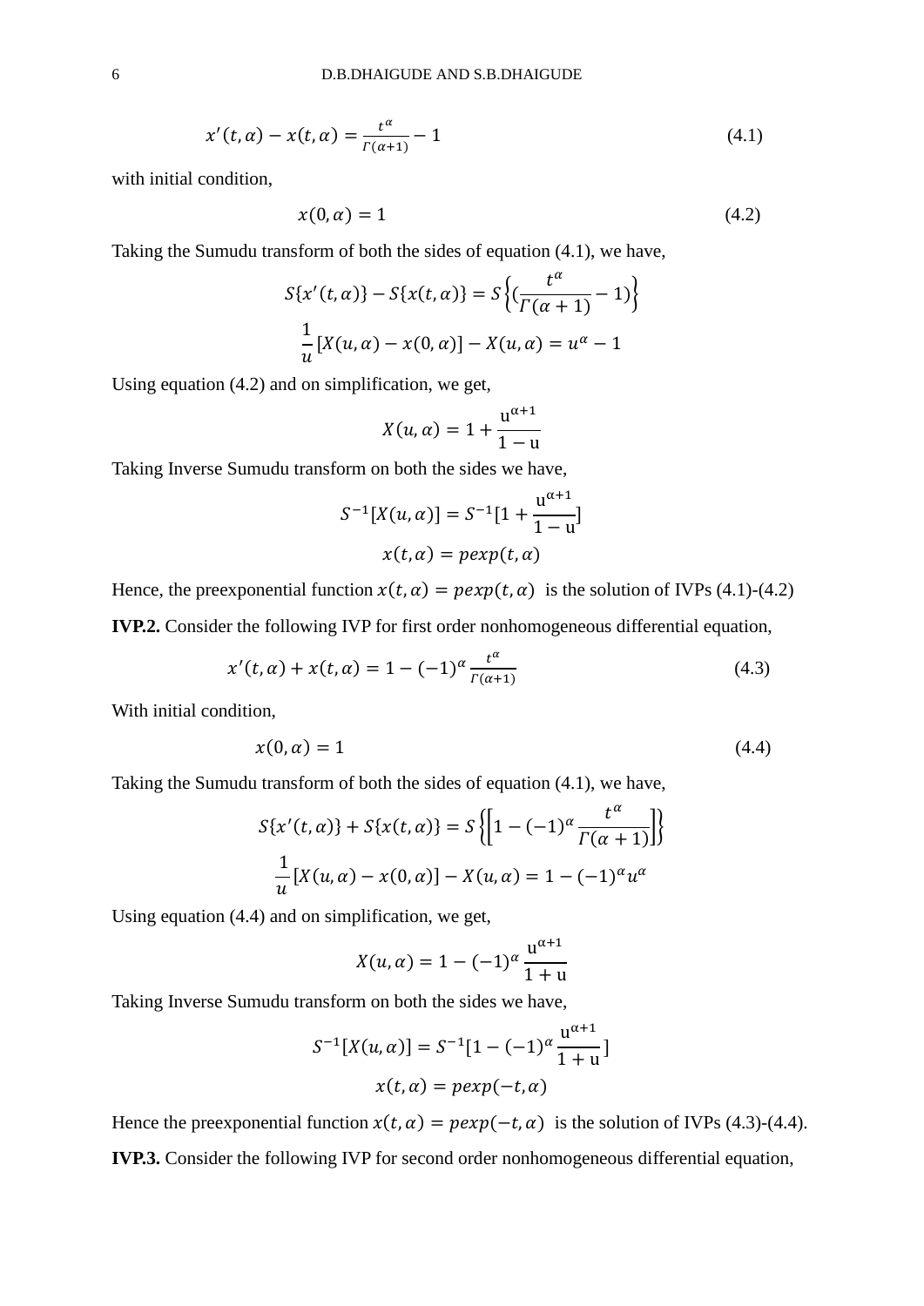$$x'(t, \alpha) - x(t, \alpha) = \frac{t^\alpha}{\Gamma(\alpha+1)} - 1 \tag{4.1}$$

with initial condition,

$$x(0, \alpha) = 1 \tag{4.2}$$

Taking the Sumudu transform of both the sides of equation (4.1), we have,

$$S\{x'(t, \alpha)\} - S\{x(t, \alpha)\} = S\left\{\left(\frac{t^\alpha}{\Gamma(\alpha+1)} - 1\right)\right\}$$

$$\frac{1}{u}[X(u, \alpha) - x(0, \alpha)] - X(u, \alpha) = u^\alpha - 1$$

Using equation (4.2) and on simplification, we get,

$$X(u, \alpha) = 1 + \frac{u^{\alpha+1}}{1-u}$$

Taking Inverse Sumudu transform on both the sides we have,

$$S^{-1}[X(u, \alpha)] = S^{-1}[1 + \frac{u^{\alpha+1}}{1-u}]$$

$$x(t, \alpha) = pexp(t, \alpha)$$

Hence, the preexponential function $x(t, \alpha) = pexp(t, \alpha)$ is the solution of IVPs (4.1)-(4.2)

**IVP.2.** Consider the following IVP for first order nonhomogeneous differential equation,

$$x'(t, \alpha) + x(t, \alpha) = 1 - (-1)^\alpha \frac{t^\alpha}{\Gamma(\alpha+1)} \tag{4.3}$$

With initial condition,

$$x(0, \alpha) = 1 \tag{4.4}$$

Taking the Sumudu transform of both the sides of equation (4.1), we have,

$$S\{x'(t, \alpha)\} + S\{x(t, \alpha)\} = S\left\{\left[1 - (-1)^\alpha \frac{t^\alpha}{\Gamma(\alpha+1)}\right]\right\}$$

$$\frac{1}{u}[X(u, \alpha) - x(0, \alpha)] - X(u, \alpha) = 1 - (-1)^\alpha u^\alpha$$

Using equation (4.4) and on simplification, we get,

$$X(u, \alpha) = 1 - (-1)^\alpha \frac{u^{\alpha+1}}{1+u}$$

Taking Inverse Sumudu transform on both the sides we have,

$$S^{-1}[X(u, \alpha)] = S^{-1}[1 - (-1)^\alpha \frac{u^{\alpha+1}}{1+u}]$$

$$x(t, \alpha) = pexp(-t, \alpha)$$

Hence the preexponential function $x(t, \alpha) = pexp(-t, \alpha)$ is the solution of IVPs (4.3)-(4.4).

**IVP.3.** Consider the following IVP for second order nonhomogeneous differential equation,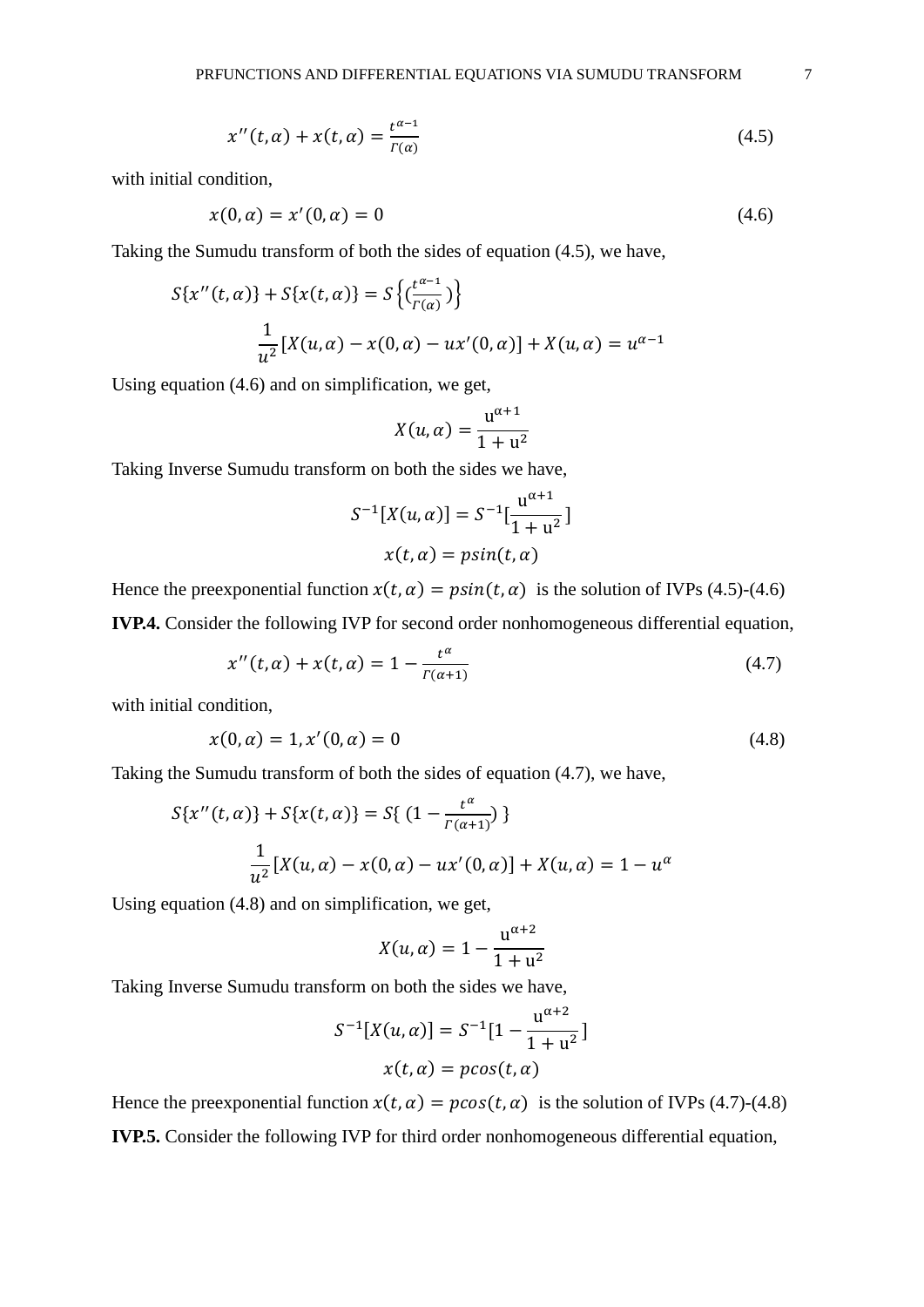$$x''(t,\alpha) + x(t,\alpha) = \frac{t^{\alpha-1}}{\Gamma(\alpha)} \tag{4.5}$$

with initial condition,

$$x(0,\alpha) = x'(0,\alpha) = 0 \tag{4.6}$$

Taking the Sumudu transform of both the sides of equation (4.5), we have,

$$S\{x''(t,\alpha)\} + S\{x(t,\alpha)\} = S\left\{\left(\frac{t^{\alpha-1}}{\Gamma(\alpha)}\right)\right\}$$

$$\frac{1}{u^2}[X(u,\alpha) - x(0,\alpha) - ux'(0,\alpha)] + X(u,\alpha) = u^{\alpha-1}$$

Using equation (4.6) and on simplification, we get,

$$X(u,\alpha) = \frac{u^{\alpha+1}}{1+u^2}$$

Taking Inverse Sumudu transform on both the sides we have,

$$S^{-1}[X(u,\alpha)] = S^{-1}\left[\frac{u^{\alpha+1}}{1+u^2}\right]$$

$$x(t,\alpha) = psin(t,\alpha)$$

Hence the preexponential function $x(t,\alpha) = psin(t,\alpha)$ is the solution of IVPs (4.5)-(4.6)

**IVP.4.** Consider the following IVP for second order nonhomogeneous differential equation,

$$x''(t,\alpha) + x(t,\alpha) = 1 - \frac{t^{\alpha}}{\Gamma(\alpha+1)} \tag{4.7}$$

with initial condition,

$$x(0,\alpha) = 1, x'(0,\alpha) = 0 \tag{4.8}$$

Taking the Sumudu transform of both the sides of equation (4.7), we have,

$$S\{x''(t,\alpha)\} + S\{x(t,\alpha)\} = S\{\ (1 - \frac{t^{\alpha}}{\Gamma(\alpha+1)})\ \}$$

$$\frac{1}{u^2}[X(u,\alpha) - x(0,\alpha) - ux'(0,\alpha)] + X(u,\alpha) = 1 - u^{\alpha}$$

Using equation (4.8) and on simplification, we get,

$$X(u,\alpha) = 1 - \frac{u^{\alpha+2}}{1+u^2}$$

Taking Inverse Sumudu transform on both the sides we have,

$$S^{-1}[X(u,\alpha)] = S^{-1}\left[1 - \frac{u^{\alpha+2}}{1+u^2}\right]$$

$$x(t,\alpha) = pcos(t,\alpha)$$

Hence the preexponential function $x(t,\alpha) = pcos(t,\alpha)$ is the solution of IVPs (4.7)-(4.8)

**IVP.5.** Consider the following IVP for third order nonhomogeneous differential equation,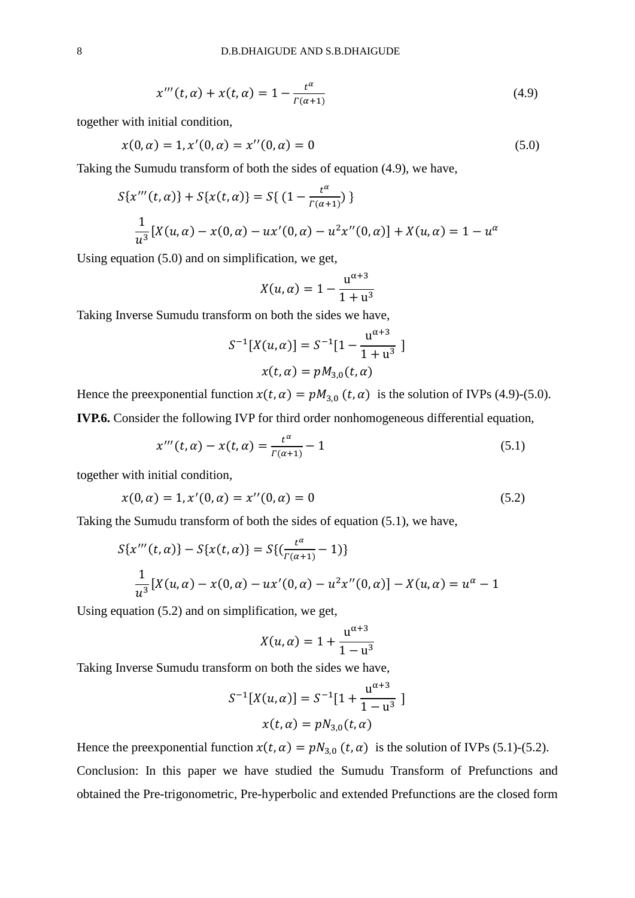$$x'''(t,\alpha) + x(t,\alpha) = 1 - \frac{t^{\alpha}}{\Gamma(\alpha+1)} \tag{4.9}$$

together with initial condition,

$$x(0,\alpha) = 1, x'(0,\alpha) = x''(0,\alpha) = 0 \tag{5.0}$$

Taking the Sumudu transform of both the sides of equation (4.9), we have,

$$S\{x'''(t,\alpha)\} + S\{x(t,\alpha)\} = S\{\,(1 - \frac{t^{\alpha}}{\Gamma(\alpha+1)})\,\}$$

$$\frac{1}{u^3}[X(u,\alpha) - x(0,\alpha) - ux'(0,\alpha) - u^2x''(0,\alpha)] + X(u,\alpha) = 1 - u^{\alpha}$$

Using equation (5.0) and on simplification, we get,

$$X(u,\alpha) = 1 - \frac{u^{\alpha+3}}{1+u^3}$$

Taking Inverse Sumudu transform on both the sides we have,

$$S^{-1}[X(u,\alpha)] = S^{-1}[1 - \frac{u^{\alpha+3}}{1+u^3}\ ]$$

$$x(t,\alpha) = pM_{3,0}(t,\alpha)$$

Hence the preexponential function $x(t,\alpha) = pM_{3,0}\,(t,\alpha)$ is the solution of IVPs (4.9)-(5.0).

**IVP.6.** Consider the following IVP for third order nonhomogeneous differential equation,

$$x'''(t,\alpha) - x(t,\alpha) = \frac{t^{\alpha}}{\Gamma(\alpha+1)} - 1 \tag{5.1}$$

together with initial condition,

$$x(0,\alpha) = 1, x'(0,\alpha) = x''(0,\alpha) = 0 \tag{5.2}$$

Taking the Sumudu transform of both the sides of equation (5.1), we have,

$$S\{x'''(t,\alpha)\} - S\{x(t,\alpha)\} = S\{(\frac{t^{\alpha}}{\Gamma(\alpha+1)} - 1)\}$$

$$\frac{1}{u^3}[X(u,\alpha) - x(0,\alpha) - ux'(0,\alpha) - u^2x''(0,\alpha)] - X(u,\alpha) = u^{\alpha} - 1$$

Using equation (5.2) and on simplification, we get,

$$X(u,\alpha) = 1 + \frac{u^{\alpha+3}}{1-u^3}$$

Taking Inverse Sumudu transform on both the sides we have,

$$S^{-1}[X(u,\alpha)] = S^{-1}[1 + \frac{u^{\alpha+3}}{1-u^3}\ ]$$

$$x(t,\alpha) = pN_{3,0}(t,\alpha)$$

Hence the preexponential function $x(t,\alpha) = pN_{3,0}\,(t,\alpha)$ is the solution of IVPs (5.1)-(5.2).

Conclusion: In this paper we have studied the Sumudu Transform of Prefunctions and obtained the Pre-trigonometric, Pre-hyperbolic and extended Prefunctions are the closed form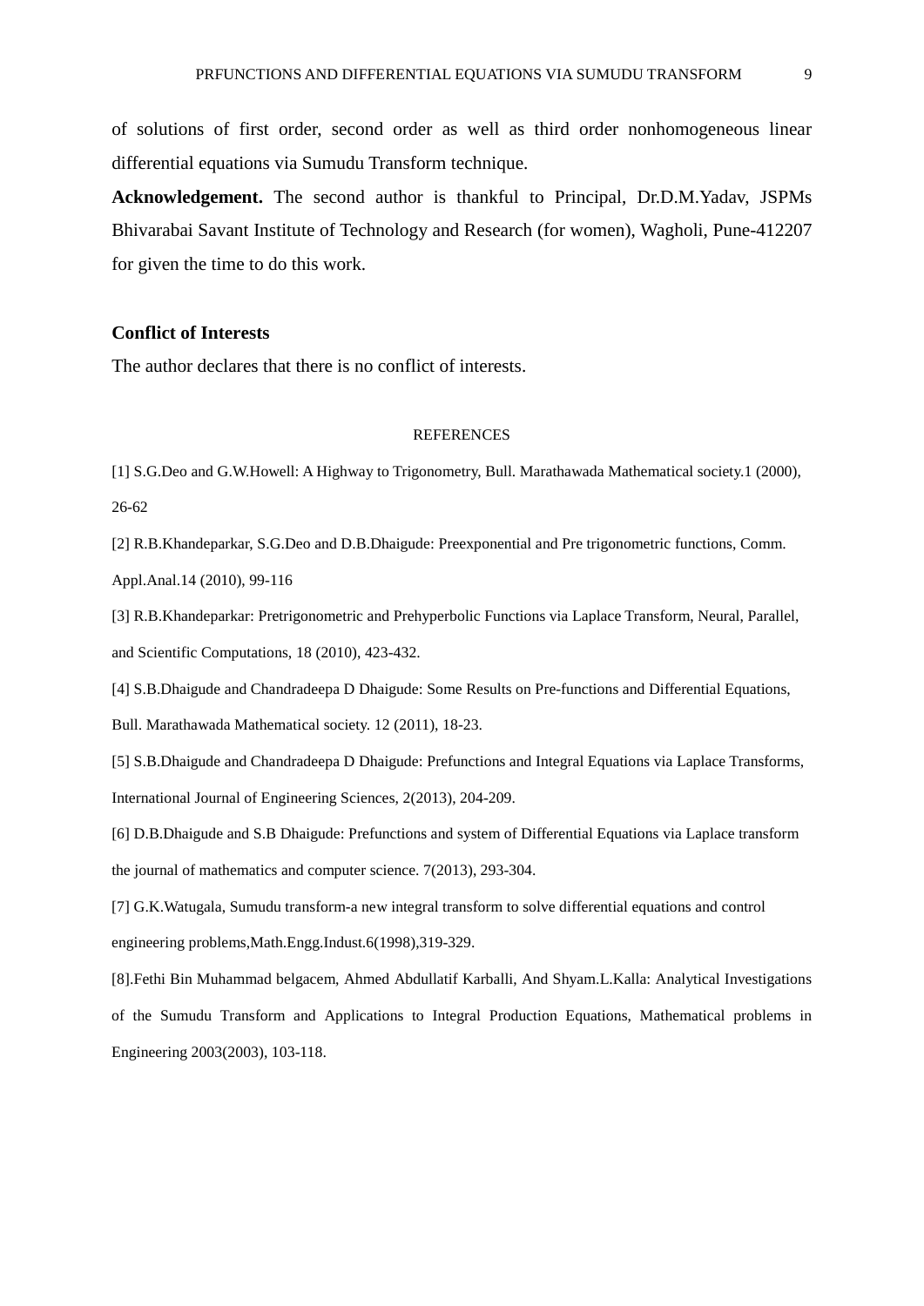of solutions of first order, second order as well as third order nonhomogeneous linear differential equations via Sumudu Transform technique.

**Acknowledgement.** The second author is thankful to Principal, Dr.D.M.Yadav, JSPMs Bhivarabai Savant Institute of Technology and Research (for women), Wagholi, Pune-412207 for given the time to do this work.

### Conflict of Interests

The author declares that there is no conflict of interests.

## REFERENCES

[1] S.G.Deo and G.W.Howell: A Highway to Trigonometry, Bull. Marathawada Mathematical society.1 (2000), 26-62

[2] R.B.Khandeparkar, S.G.Deo and D.B.Dhaigude: Preexponential and Pre trigonometric functions, Comm. Appl.Anal.14 (2010), 99-116

[3] R.B.Khandeparkar: Pretrigonometric and Prehyperbolic Functions via Laplace Transform, Neural, Parallel, and Scientific Computations, 18 (2010), 423-432.

[4] S.B.Dhaigude and Chandradeepa D Dhaigude: Some Results on Pre-functions and Differential Equations, Bull. Marathawada Mathematical society. 12 (2011), 18-23.

[5] S.B.Dhaigude and Chandradeepa D Dhaigude: Prefunctions and Integral Equations via Laplace Transforms, International Journal of Engineering Sciences, 2(2013), 204-209.

[6] D.B.Dhaigude and S.B Dhaigude: Prefunctions and system of Differential Equations via Laplace transform the journal of mathematics and computer science. 7(2013), 293-304.

[7] G.K.Watugala, Sumudu transform-a new integral transform to solve differential equations and control engineering problems,Math.Engg.Indust.6(1998),319-329.

[8].Fethi Bin Muhammad belgacem, Ahmed Abdullatif Karballi, And Shyam.L.Kalla: Analytical Investigations of the Sumudu Transform and Applications to Integral Production Equations, Mathematical problems in Engineering 2003(2003), 103-118.